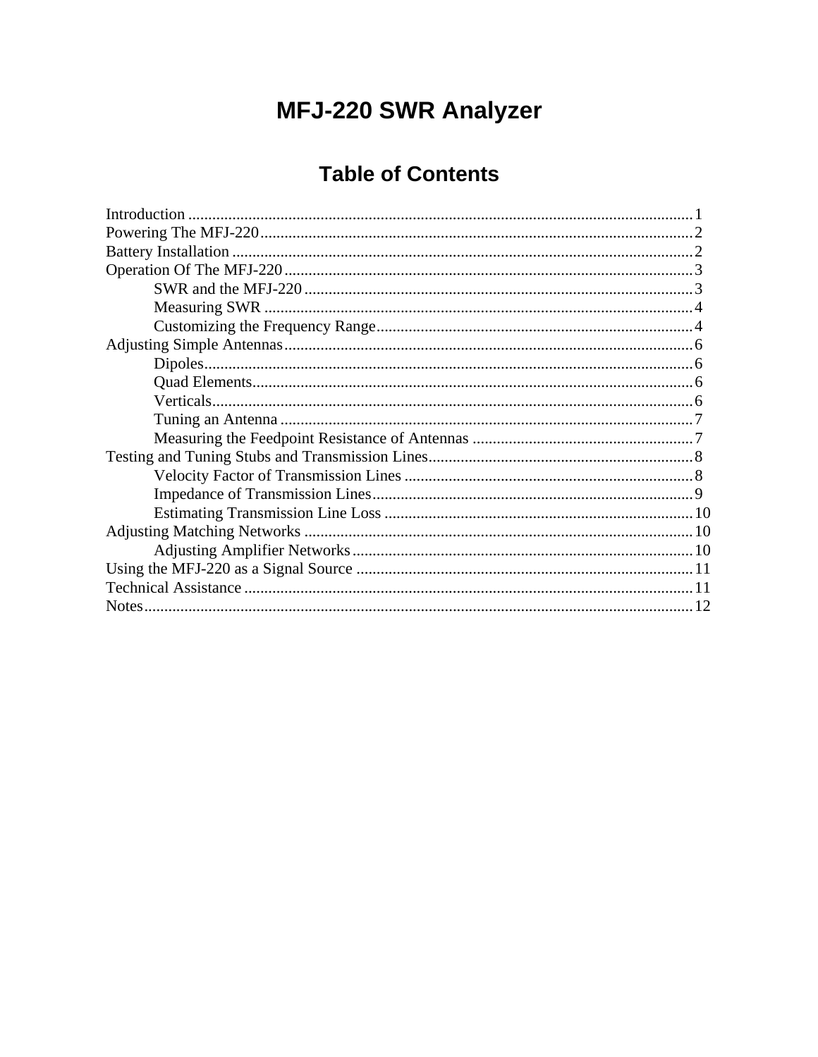# MFJ-220 SWR Analyzer

## Table of Contents

Introduction .......... 1
Powering The MFJ-220 .......... 2
Battery Installation .......... 2
Operation Of The MFJ-220 .......... 3
- SWR and the MFJ-220 .......... 3
- Measuring SWR .......... 4
- Customizing the Frequency Range .......... 4

Adjusting Simple Antennas .......... 6
- Dipoles .......... 6
- Quad Elements .......... 6
- Verticals .......... 6
- Tuning an Antenna .......... 7
- Measuring the Feedpoint Resistance of Antennas .......... 7

Testing and Tuning Stubs and Transmission Lines .......... 8
- Velocity Factor of Transmission Lines .......... 8
- Impedance of Transmission Lines .......... 9
- Estimating Transmission Line Loss .......... 10

Adjusting Matching Networks .......... 10
- Adjusting Amplifier Networks .......... 10

Using the MFJ-220 as a Signal Source .......... 11
Technical Assistance .......... 11
Notes .......... 12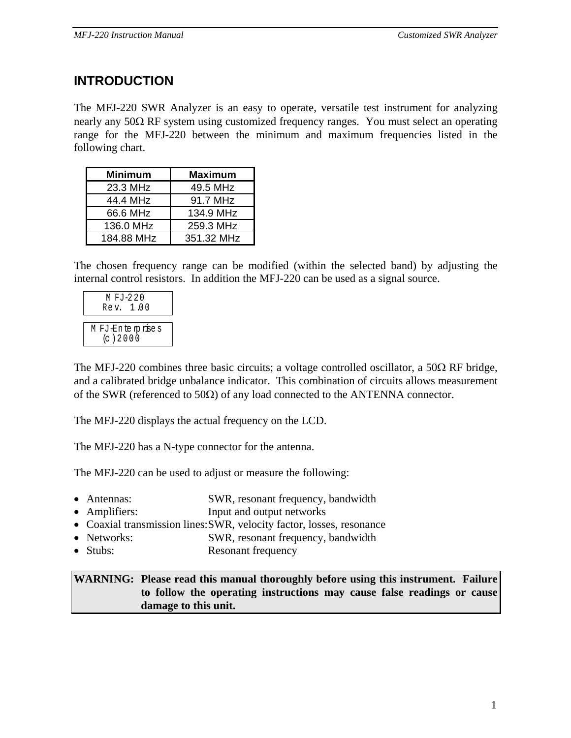# INTRODUCTION

The MFJ-220 SWR Analyzer is an easy to operate, versatile test instrument for analyzing nearly any 50Ω RF system using customized frequency ranges. You must select an operating range for the MFJ-220 between the minimum and maximum frequencies listed in the following chart.

| Minimum | Maximum |
|---|---|
| 23.3 MHz | 49.5 MHz |
| 44.4 MHz | 91.7 MHz |
| 66.6 MHz | 134.9 MHz |
| 136.0 MHz | 259.3 MHz |
| 184.88 MHz | 351.32 MHz |

The chosen frequency range can be modified (within the selected band) by adjusting the internal control resistors. In addition the MFJ-220 can be used as a signal source.

```
   MFJ-220
  Rev. 1.00
```

```
MFJ-Enterprises
  (c)2000
```

The MFJ-220 combines three basic circuits; a voltage controlled oscillator, a 50Ω RF bridge, and a calibrated bridge unbalance indicator. This combination of circuits allows measurement of the SWR (referenced to 50Ω) of any load connected to the ANTENNA connector.

The MFJ-220 displays the actual frequency on the LCD.

The MFJ-220 has a N-type connector for the antenna.

The MFJ-220 can be used to adjust or measure the following:

- Antennas: SWR, resonant frequency, bandwidth
- Amplifiers: Input and output networks
- Coaxial transmission lines: SWR, velocity factor, losses, resonance
- Networks: SWR, resonant frequency, bandwidth
- Stubs: Resonant frequency

**WARNING: Please read this manual thoroughly before using this instrument. Failure to follow the operating instructions may cause false readings or cause damage to this unit.**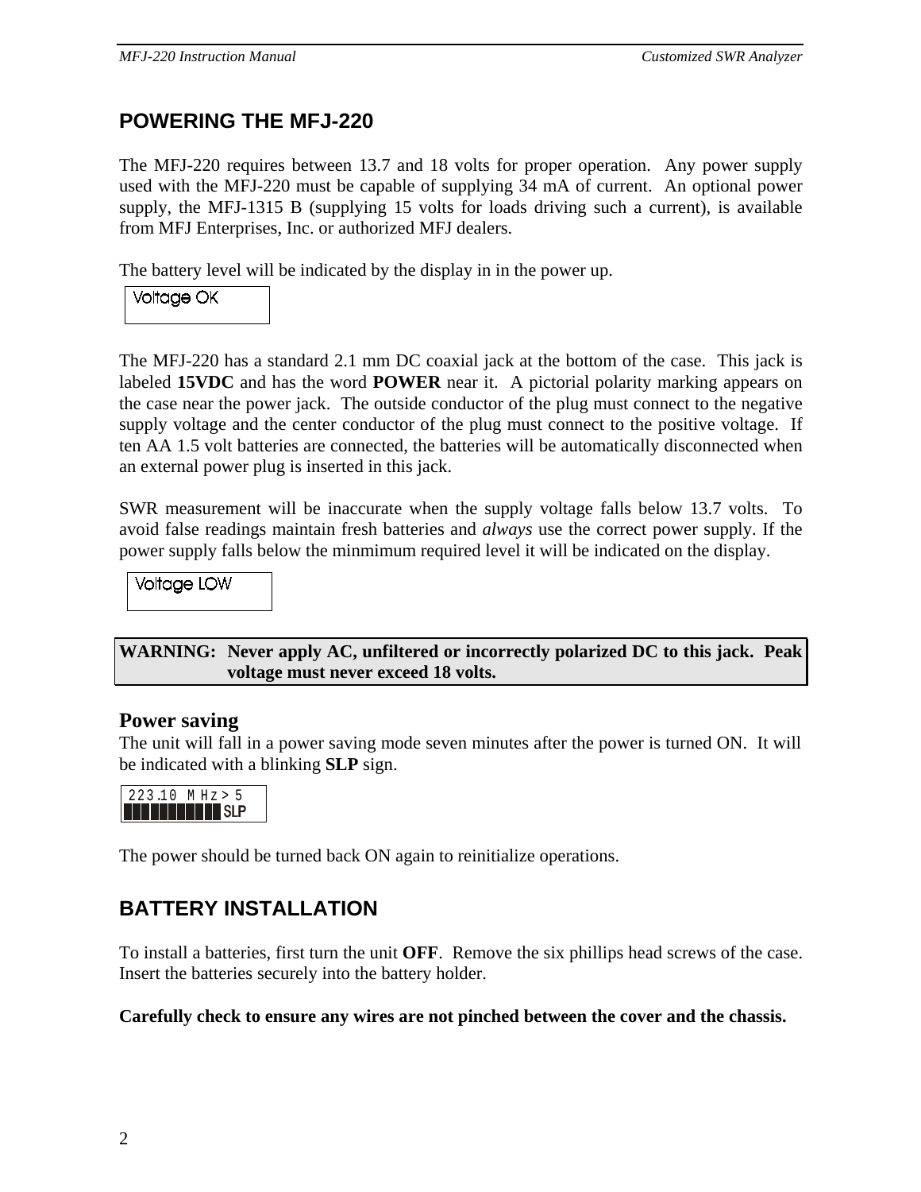## POWERING THE MFJ-220

The MFJ-220 requires between 13.7 and 18 volts for proper operation. Any power supply used with the MFJ-220 must be capable of supplying 34 mA of current. An optional power supply, the MFJ-1315 B (supplying 15 volts for loads driving such a current), is available from MFJ Enterprises, Inc. or authorized MFJ dealers.

The battery level will be indicated by the display in in the power up.

```
Voltage OK
```

The MFJ-220 has a standard 2.1 mm DC coaxial jack at the bottom of the case. This jack is labeled **15VDC** and has the word **POWER** near it. A pictorial polarity marking appears on the case near the power jack. The outside conductor of the plug must connect to the negative supply voltage and the center conductor of the plug must connect to the positive voltage. If ten AA 1.5 volt batteries are connected, the batteries will be automatically disconnected when an external power plug is inserted in this jack.

SWR measurement will be inaccurate when the supply voltage falls below 13.7 volts. To avoid false readings maintain fresh batteries and *always* use the correct power supply. If the power supply falls below the minmimum required level it will be indicated on the display.

```
Voltage LOW
```

**WARNING: Never apply AC, unfiltered or incorrectly polarized DC to this jack. Peak voltage must never exceed 18 volts.**

### Power saving

The unit will fall in a power saving mode seven minutes after the power is turned ON. It will be indicated with a blinking **SLP** sign.

```
223.10 MHz>5
███████████SLP
```

The power should be turned back ON again to reinitialize operations.

## BATTERY INSTALLATION

To install a batteries, first turn the unit **OFF**. Remove the six phillips head screws of the case. Insert the batteries securely into the battery holder.

**Carefully check to ensure any wires are not pinched between the cover and the chassis.**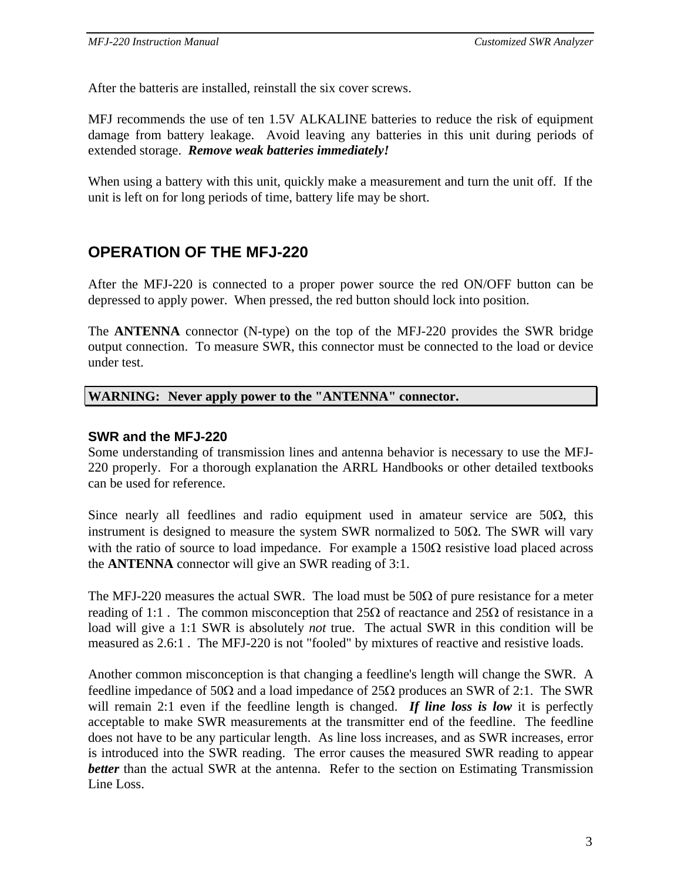After the batteris are installed, reinstall the six cover screws.

MFJ recommends the use of ten 1.5V ALKALINE batteries to reduce the risk of equipment damage from battery leakage. Avoid leaving any batteries in this unit during periods of extended storage. ***Remove weak batteries immediately!***

When using a battery with this unit, quickly make a measurement and turn the unit off. If the unit is left on for long periods of time, battery life may be short.

## OPERATION OF THE MFJ-220

After the MFJ-220 is connected to a proper power source the red ON/OFF button can be depressed to apply power. When pressed, the red button should lock into position.

The **ANTENNA** connector (N-type) on the top of the MFJ-220 provides the SWR bridge output connection. To measure SWR, this connector must be connected to the load or device under test.

**WARNING: Never apply power to the "ANTENNA" connector.**

### SWR and the MFJ-220

Some understanding of transmission lines and antenna behavior is necessary to use the MFJ-220 properly. For a thorough explanation the ARRL Handbooks or other detailed textbooks can be used for reference.

Since nearly all feedlines and radio equipment used in amateur service are 50Ω, this instrument is designed to measure the system SWR normalized to 50Ω. The SWR will vary with the ratio of source to load impedance. For example a 150Ω resistive load placed across the **ANTENNA** connector will give an SWR reading of 3:1.

The MFJ-220 measures the actual SWR. The load must be 50Ω of pure resistance for a meter reading of 1:1 . The common misconception that 25Ω of reactance and 25Ω of resistance in a load will give a 1:1 SWR is absolutely *not* true. The actual SWR in this condition will be measured as 2.6:1 . The MFJ-220 is not "fooled" by mixtures of reactive and resistive loads.

Another common misconception is that changing a feedline's length will change the SWR. A feedline impedance of 50Ω and a load impedance of 25Ω produces an SWR of 2:1. The SWR will remain 2:1 even if the feedline length is changed. ***If line loss is low*** it is perfectly acceptable to make SWR measurements at the transmitter end of the feedline. The feedline does not have to be any particular length. As line loss increases, and as SWR increases, error is introduced into the SWR reading. The error causes the measured SWR reading to appear ***better*** than the actual SWR at the antenna. Refer to the section on Estimating Transmission Line Loss.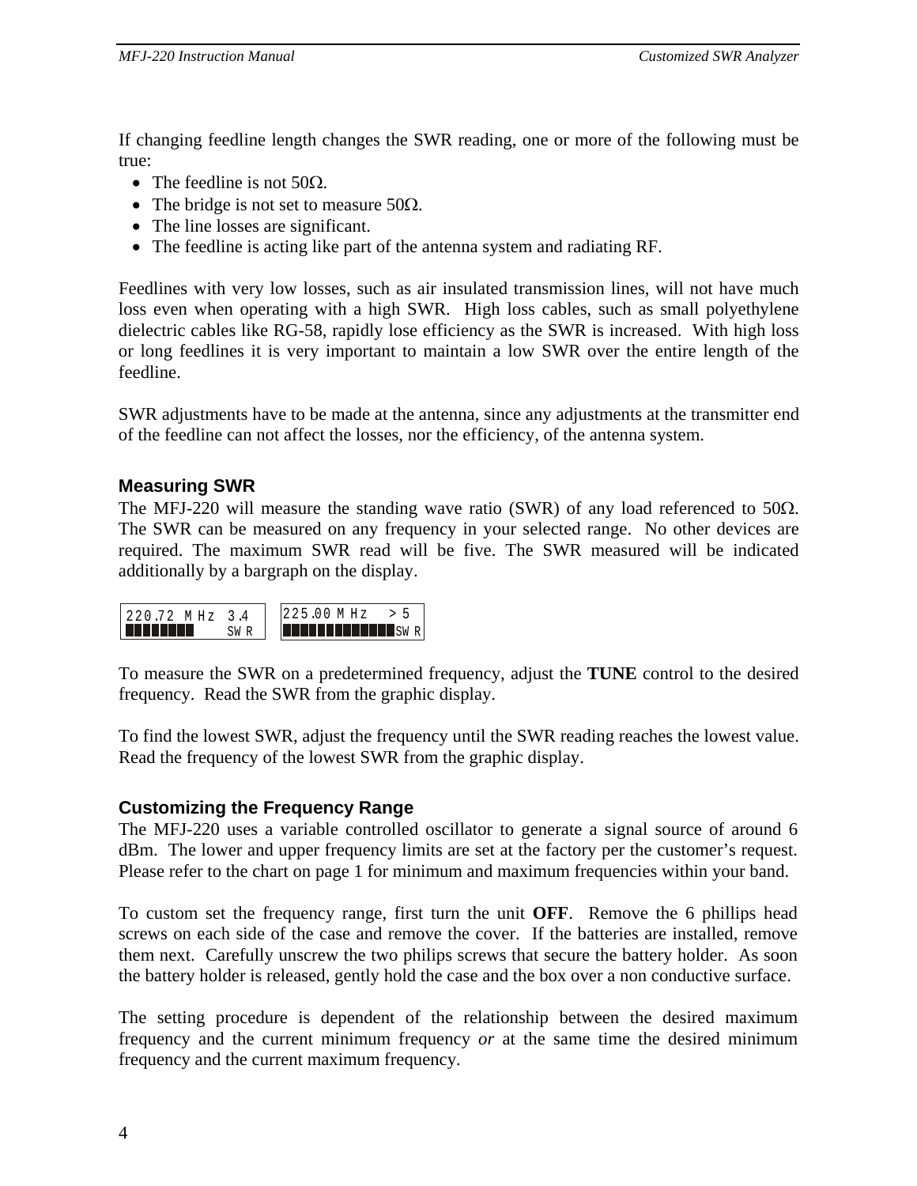If changing feedline length changes the SWR reading, one or more of the following must be true:

- The feedline is not 50Ω.
- The bridge is not set to measure 50Ω.
- The line losses are significant.
- The feedline is acting like part of the antenna system and radiating RF.

Feedlines with very low losses, such as air insulated transmission lines, will not have much loss even when operating with a high SWR. High loss cables, such as small polyethylene dielectric cables like RG-58, rapidly lose efficiency as the SWR is increased. With high loss or long feedlines it is very important to maintain a low SWR over the entire length of the feedline.

SWR adjustments have to be made at the antenna, since any adjustments at the transmitter end of the feedline can not affect the losses, nor the efficiency, of the antenna system.

### Measuring SWR

The MFJ-220 will measure the standing wave ratio (SWR) of any load referenced to 50Ω. The SWR can be measured on any frequency in your selected range. No other devices are required. The maximum SWR read will be five. The SWR measured will be indicated additionally by a bargraph on the display.

```
220.72 MHz  3.4      225.00 MHz   >5
████████     SWR     █████████████SWR
```

To measure the SWR on a predetermined frequency, adjust the **TUNE** control to the desired frequency. Read the SWR from the graphic display.

To find the lowest SWR, adjust the frequency until the SWR reading reaches the lowest value. Read the frequency of the lowest SWR from the graphic display.

### Customizing the Frequency Range

The MFJ-220 uses a variable controlled oscillator to generate a signal source of around 6 dBm. The lower and upper frequency limits are set at the factory per the customer's request. Please refer to the chart on page 1 for minimum and maximum frequencies within your band.

To custom set the frequency range, first turn the unit **OFF**. Remove the 6 phillips head screws on each side of the case and remove the cover. If the batteries are installed, remove them next. Carefully unscrew the two philips screws that secure the battery holder. As soon the battery holder is released, gently hold the case and the box over a non conductive surface.

The setting procedure is dependent of the relationship between the desired maximum frequency and the current minimum frequency *or* at the same time the desired minimum frequency and the current maximum frequency.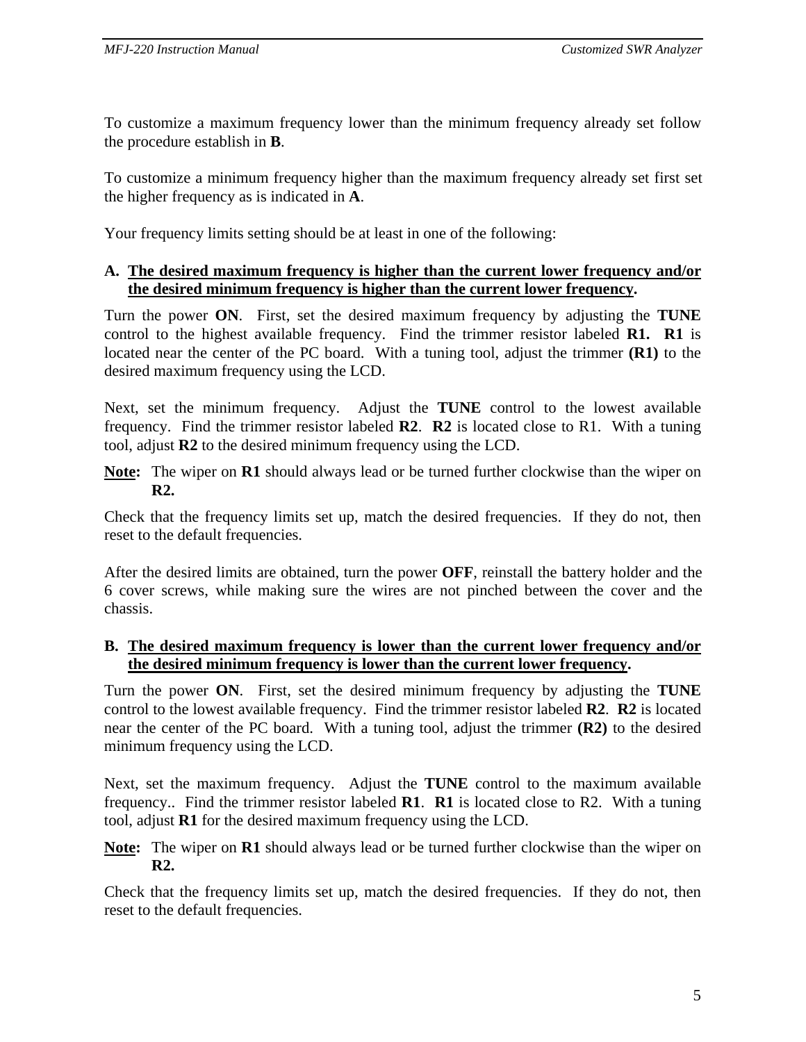To customize a maximum frequency lower than the minimum frequency already set follow the procedure establish in **B**.

To customize a minimum frequency higher than the maximum frequency already set first set the higher frequency as is indicated in **A**.

Your frequency limits setting should be at least in one of the following:

**A. <u>The desired maximum frequency is higher than the current lower frequency and/or the desired minimum frequency is higher than the current lower frequency</u>.**

Turn the power **ON**. First, set the desired maximum frequency by adjusting the **TUNE** control to the highest available frequency. Find the trimmer resistor labeled **R1. R1** is located near the center of the PC board. With a tuning tool, adjust the trimmer **(R1)** to the desired maximum frequency using the LCD.

Next, set the minimum frequency. Adjust the **TUNE** control to the lowest available frequency. Find the trimmer resistor labeled **R2**. **R2** is located close to R1. With a tuning tool, adjust **R2** to the desired minimum frequency using the LCD.

**<u>Note</u>:** The wiper on **R1** should always lead or be turned further clockwise than the wiper on **R2.**

Check that the frequency limits set up, match the desired frequencies. If they do not, then reset to the default frequencies.

After the desired limits are obtained, turn the power **OFF**, reinstall the battery holder and the 6 cover screws, while making sure the wires are not pinched between the cover and the chassis.

**B. <u>The desired maximum frequency is lower than the current lower frequency and/or the desired minimum frequency is lower than the current lower frequency</u>.**

Turn the power **ON**. First, set the desired minimum frequency by adjusting the **TUNE** control to the lowest available frequency. Find the trimmer resistor labeled **R2**. **R2** is located near the center of the PC board. With a tuning tool, adjust the trimmer **(R2)** to the desired minimum frequency using the LCD.

Next, set the maximum frequency. Adjust the **TUNE** control to the maximum available frequency.. Find the trimmer resistor labeled **R1**. **R1** is located close to R2. With a tuning tool, adjust **R1** for the desired maximum frequency using the LCD.

**<u>Note</u>:** The wiper on **R1** should always lead or be turned further clockwise than the wiper on **R2.**

Check that the frequency limits set up, match the desired frequencies. If they do not, then reset to the default frequencies.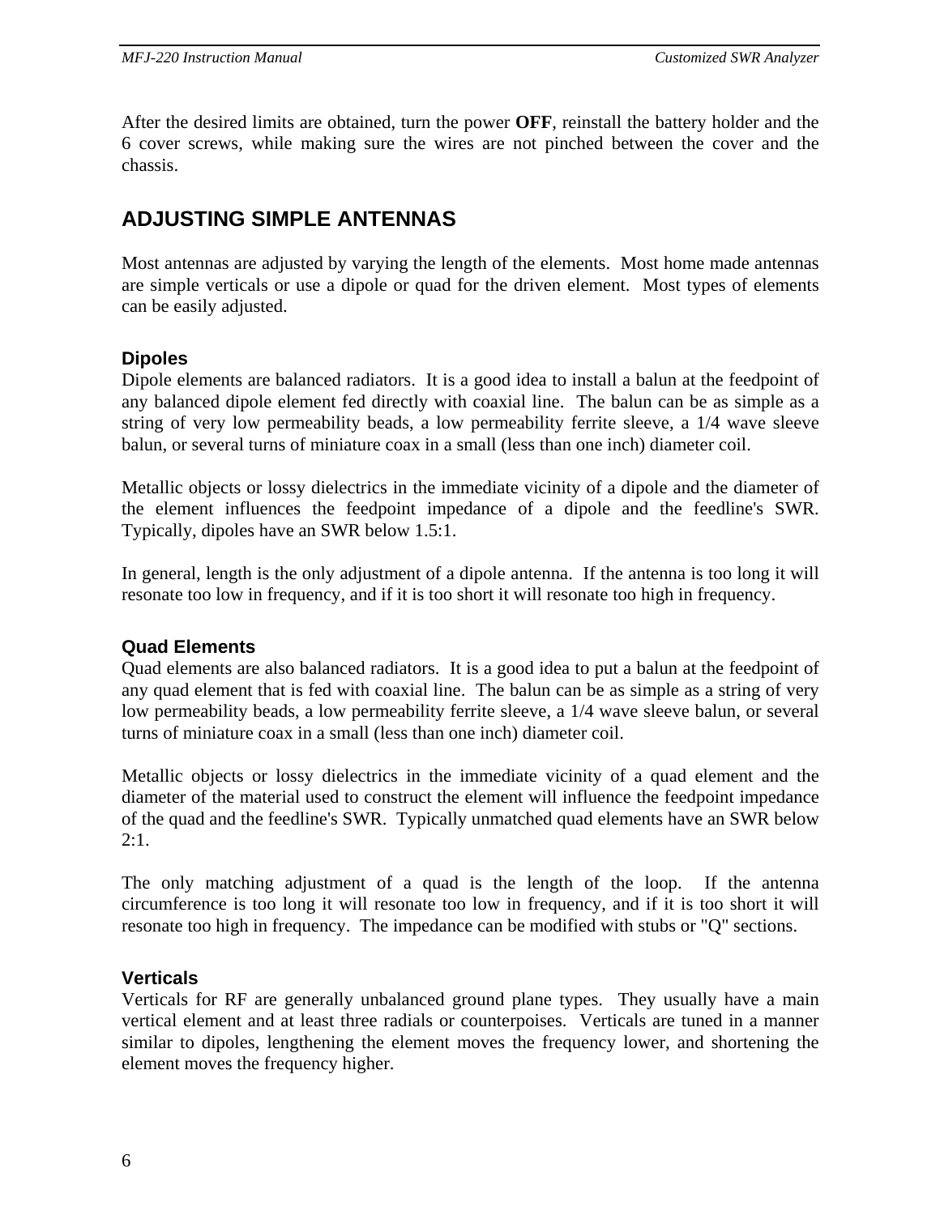After the desired limits are obtained, turn the power **OFF**, reinstall the battery holder and the 6 cover screws, while making sure the wires are not pinched between the cover and the chassis.

## ADJUSTING SIMPLE ANTENNAS

Most antennas are adjusted by varying the length of the elements. Most home made antennas are simple verticals or use a dipole or quad for the driven element. Most types of elements can be easily adjusted.

### Dipoles

Dipole elements are balanced radiators. It is a good idea to install a balun at the feedpoint of any balanced dipole element fed directly with coaxial line. The balun can be as simple as a string of very low permeability beads, a low permeability ferrite sleeve, a 1/4 wave sleeve balun, or several turns of miniature coax in a small (less than one inch) diameter coil.

Metallic objects or lossy dielectrics in the immediate vicinity of a dipole and the diameter of the element influences the feedpoint impedance of a dipole and the feedline's SWR. Typically, dipoles have an SWR below 1.5:1.

In general, length is the only adjustment of a dipole antenna. If the antenna is too long it will resonate too low in frequency, and if it is too short it will resonate too high in frequency.

### Quad Elements

Quad elements are also balanced radiators. It is a good idea to put a balun at the feedpoint of any quad element that is fed with coaxial line. The balun can be as simple as a string of very low permeability beads, a low permeability ferrite sleeve, a 1/4 wave sleeve balun, or several turns of miniature coax in a small (less than one inch) diameter coil.

Metallic objects or lossy dielectrics in the immediate vicinity of a quad element and the diameter of the material used to construct the element will influence the feedpoint impedance of the quad and the feedline's SWR. Typically unmatched quad elements have an SWR below 2:1.

The only matching adjustment of a quad is the length of the loop. If the antenna circumference is too long it will resonate too low in frequency, and if it is too short it will resonate too high in frequency. The impedance can be modified with stubs or "Q" sections.

### Verticals

Verticals for RF are generally unbalanced ground plane types. They usually have a main vertical element and at least three radials or counterpoises. Verticals are tuned in a manner similar to dipoles, lengthening the element moves the frequency lower, and shortening the element moves the frequency higher.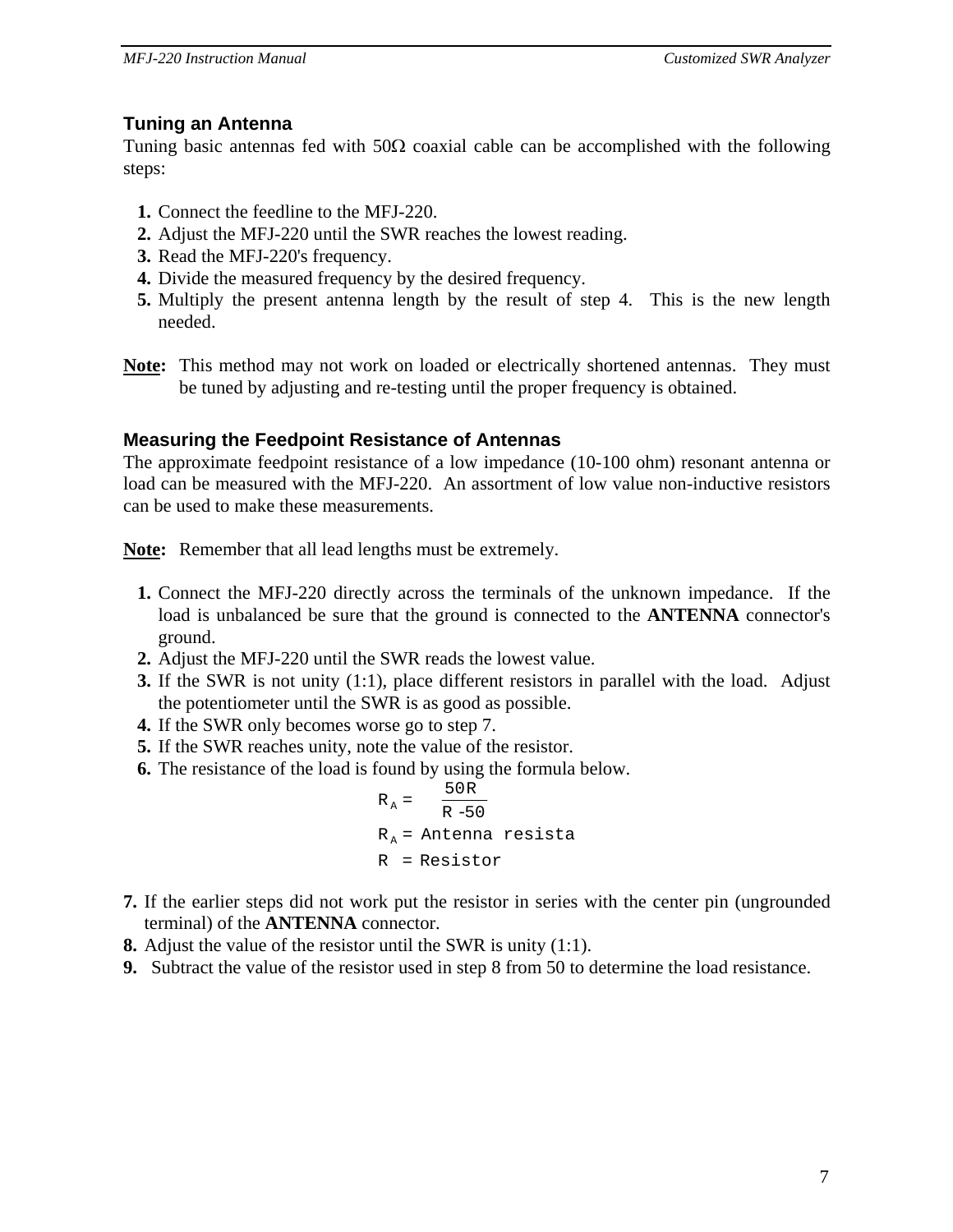## Tuning an Antenna

Tuning basic antennas fed with 50Ω coaxial cable can be accomplished with the following steps:

1. Connect the feedline to the MFJ-220.
2. Adjust the MFJ-220 until the SWR reaches the lowest reading.
3. Read the MFJ-220's frequency.
4. Divide the measured frequency by the desired frequency.
5. Multiply the present antenna length by the result of step 4. This is the new length needed.

**Note:** This method may not work on loaded or electrically shortened antennas. They must be tuned by adjusting and re-testing until the proper frequency is obtained.

## Measuring the Feedpoint Resistance of Antennas

The approximate feedpoint resistance of a low impedance (10-100 ohm) resonant antenna or load can be measured with the MFJ-220. An assortment of low value non-inductive resistors can be used to make these measurements.

**Note:** Remember that all lead lengths must be extremely.

1. Connect the MFJ-220 directly across the terminals of the unknown impedance. If the load is unbalanced be sure that the ground is connected to the **ANTENNA** connector's ground.
2. Adjust the MFJ-220 until the SWR reads the lowest value.
3. If the SWR is not unity (1:1), place different resistors in parallel with the load. Adjust the potentiometer until the SWR is as good as possible.
4. If the SWR only becomes worse go to step 7.
5. If the SWR reaches unity, note the value of the resistor.
6. The resistance of the load is found by using the formula below.

$$R_A = \frac{50R}{R - 50}$$

$R_A$ = Antenna resista

$R$ = Resistor

7. If the earlier steps did not work put the resistor in series with the center pin (ungrounded terminal) of the **ANTENNA** connector.
8. Adjust the value of the resistor until the SWR is unity (1:1).
9. Subtract the value of the resistor used in step 8 from 50 to determine the load resistance.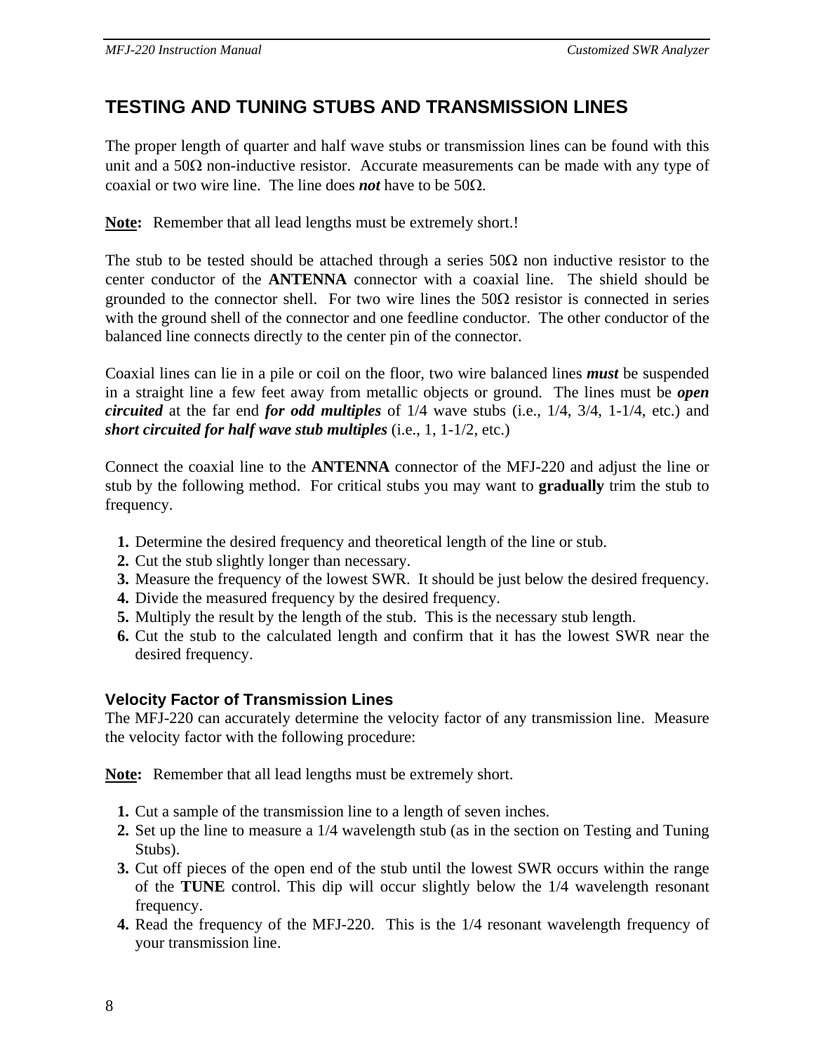## TESTING AND TUNING STUBS AND TRANSMISSION LINES

The proper length of quarter and half wave stubs or transmission lines can be found with this unit and a 50Ω non-inductive resistor. Accurate measurements can be made with any type of coaxial or two wire line. The line does ***not*** have to be 50Ω.

**Note:** Remember that all lead lengths must be extremely short.!

The stub to be tested should be attached through a series 50Ω non inductive resistor to the center conductor of the **ANTENNA** connector with a coaxial line. The shield should be grounded to the connector shell. For two wire lines the 50Ω resistor is connected in series with the ground shell of the connector and one feedline conductor. The other conductor of the balanced line connects directly to the center pin of the connector.

Coaxial lines can lie in a pile or coil on the floor, two wire balanced lines ***must*** be suspended in a straight line a few feet away from metallic objects or ground. The lines must be ***open circuited*** at the far end ***for odd multiples*** of 1/4 wave stubs (i.e., 1/4, 3/4, 1-1/4, etc.) and ***short circuited for half wave stub multiples*** (i.e., 1, 1-1/2, etc.)

Connect the coaxial line to the **ANTENNA** connector of the MFJ-220 and adjust the line or stub by the following method. For critical stubs you may want to **gradually** trim the stub to frequency.

1. Determine the desired frequency and theoretical length of the line or stub.
2. Cut the stub slightly longer than necessary.
3. Measure the frequency of the lowest SWR. It should be just below the desired frequency.
4. Divide the measured frequency by the desired frequency.
5. Multiply the result by the length of the stub. This is the necessary stub length.
6. Cut the stub to the calculated length and confirm that it has the lowest SWR near the desired frequency.

### Velocity Factor of Transmission Lines

The MFJ-220 can accurately determine the velocity factor of any transmission line. Measure the velocity factor with the following procedure:

**Note:** Remember that all lead lengths must be extremely short.

1. Cut a sample of the transmission line to a length of seven inches.
2. Set up the line to measure a 1/4 wavelength stub (as in the section on Testing and Tuning Stubs).
3. Cut off pieces of the open end of the stub until the lowest SWR occurs within the range of the **TUNE** control. This dip will occur slightly below the 1/4 wavelength resonant frequency.
4. Read the frequency of the MFJ-220. This is the 1/4 resonant wavelength frequency of your transmission line.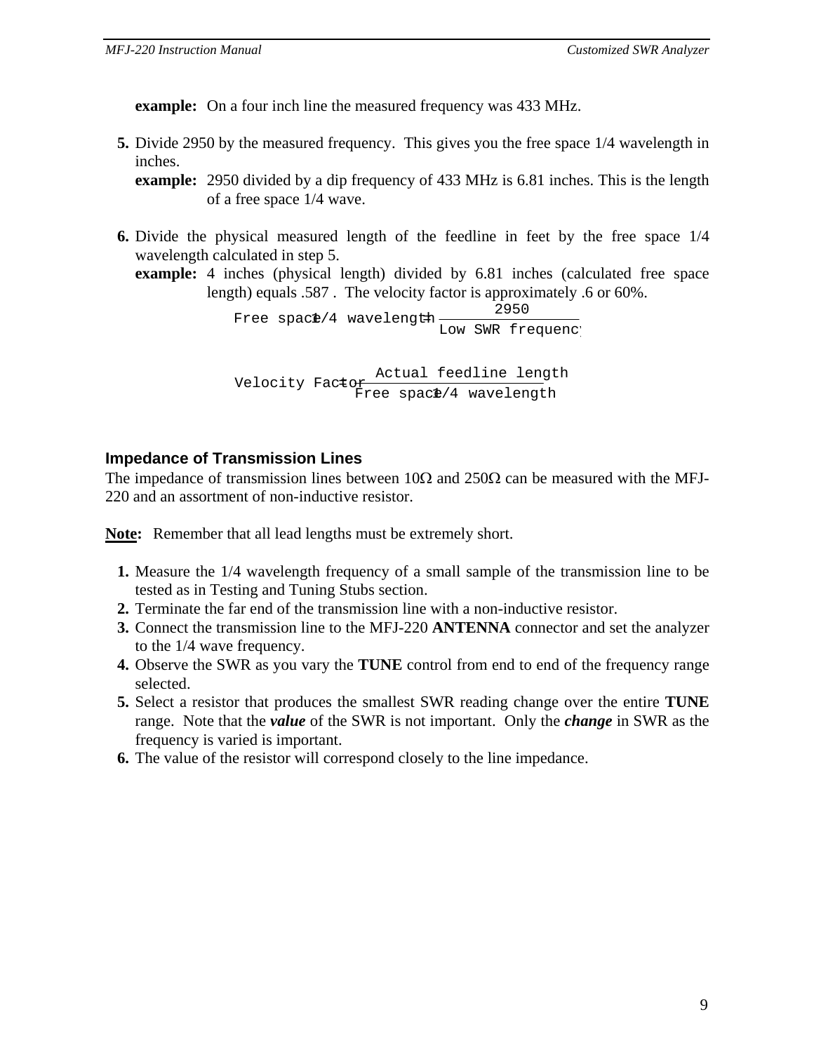**example:** On a four inch line the measured frequency was 433 MHz.

5. Divide 2950 by the measured frequency. This gives you the free space 1/4 wavelength in inches.

   **example:** 2950 divided by a dip frequency of 433 MHz is 6.81 inches. This is the length of a free space 1/4 wave.

6. Divide the physical measured length of the feedline in feet by the free space 1/4 wavelength calculated in step 5.

   **example:** 4 inches (physical length) divided by 6.81 inches (calculated free space length) equals .587 . The velocity factor is approximately .6 or 60%.

$$\text{Free space 1/4 wavelength} = \frac{2950}{\text{Low SWR frequency}}$$

$$\text{Velocity Factor} = \frac{\text{Actual feedline length}}{\text{Free space 1/4 wavelength}}$$

### Impedance of Transmission Lines

The impedance of transmission lines between 10Ω and 250Ω can be measured with the MFJ-220 and an assortment of non-inductive resistor.

<u>**Note:**</u> Remember that all lead lengths must be extremely short.

1. Measure the 1/4 wavelength frequency of a small sample of the transmission line to be tested as in Testing and Tuning Stubs section.
2. Terminate the far end of the transmission line with a non-inductive resistor.
3. Connect the transmission line to the MFJ-220 **ANTENNA** connector and set the analyzer to the 1/4 wave frequency.
4. Observe the SWR as you vary the **TUNE** control from end to end of the frequency range selected.
5. Select a resistor that produces the smallest SWR reading change over the entire **TUNE** range. Note that the ***value*** of the SWR is not important. Only the ***change*** in SWR as the frequency is varied is important.
6. The value of the resistor will correspond closely to the line impedance.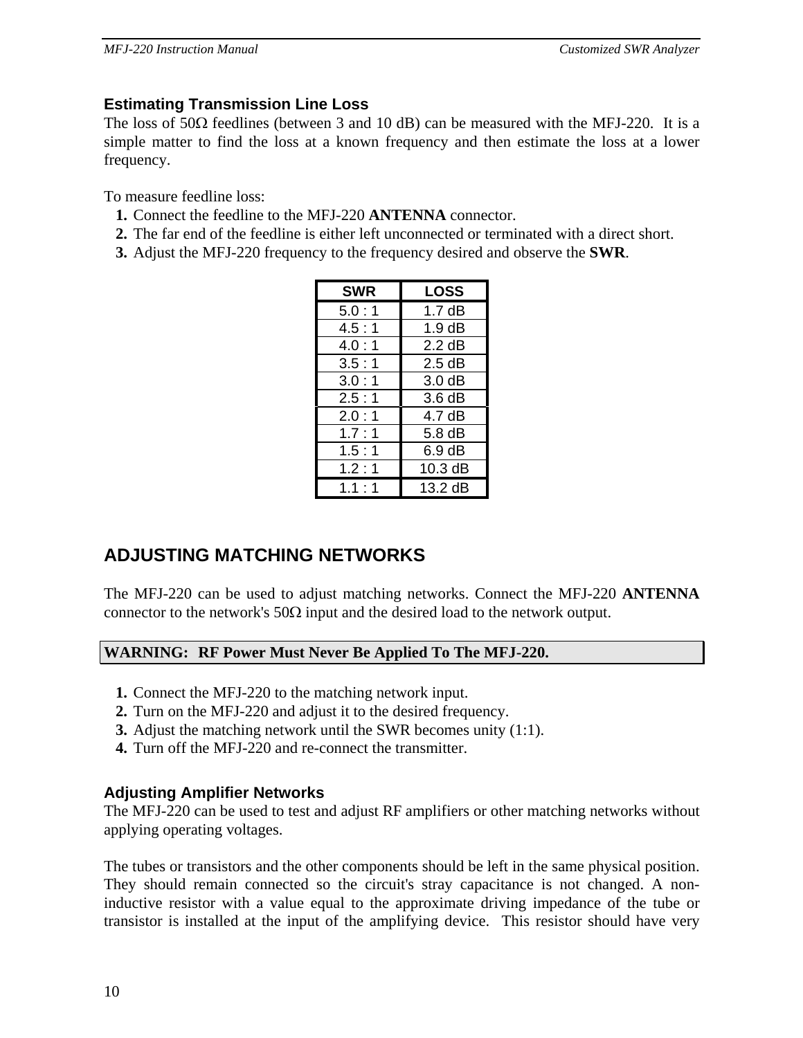### Estimating Transmission Line Loss

The loss of 50Ω feedlines (between 3 and 10 dB) can be measured with the MFJ-220. It is a simple matter to find the loss at a known frequency and then estimate the loss at a lower frequency.

To measure feedline loss:

1. Connect the feedline to the MFJ-220 **ANTENNA** connector.
2. The far end of the feedline is either left unconnected or terminated with a direct short.
3. Adjust the MFJ-220 frequency to the frequency desired and observe the **SWR**.

| SWR | LOSS |
|---|---|
| 5.0 : 1 | 1.7 dB |
| 4.5 : 1 | 1.9 dB |
| 4.0 : 1 | 2.2 dB |
| 3.5 : 1 | 2.5 dB |
| 3.0 : 1 | 3.0 dB |
| 2.5 : 1 | 3.6 dB |
| 2.0 : 1 | 4.7 dB |
| 1.7 : 1 | 5.8 dB |
| 1.5 : 1 | 6.9 dB |
| 1.2 : 1 | 10.3 dB |
| 1.1 : 1 | 13.2 dB |

## ADJUSTING MATCHING NETWORKS

The MFJ-220 can be used to adjust matching networks. Connect the MFJ-220 **ANTENNA** connector to the network's 50Ω input and the desired load to the network output.

**WARNING: RF Power Must Never Be Applied To The MFJ-220.**

1. Connect the MFJ-220 to the matching network input.
2. Turn on the MFJ-220 and adjust it to the desired frequency.
3. Adjust the matching network until the SWR becomes unity (1:1).
4. Turn off the MFJ-220 and re-connect the transmitter.

### Adjusting Amplifier Networks

The MFJ-220 can be used to test and adjust RF amplifiers or other matching networks without applying operating voltages.

The tubes or transistors and the other components should be left in the same physical position. They should remain connected so the circuit's stray capacitance is not changed. A non-inductive resistor with a value equal to the approximate driving impedance of the tube or transistor is installed at the input of the amplifying device. This resistor should have very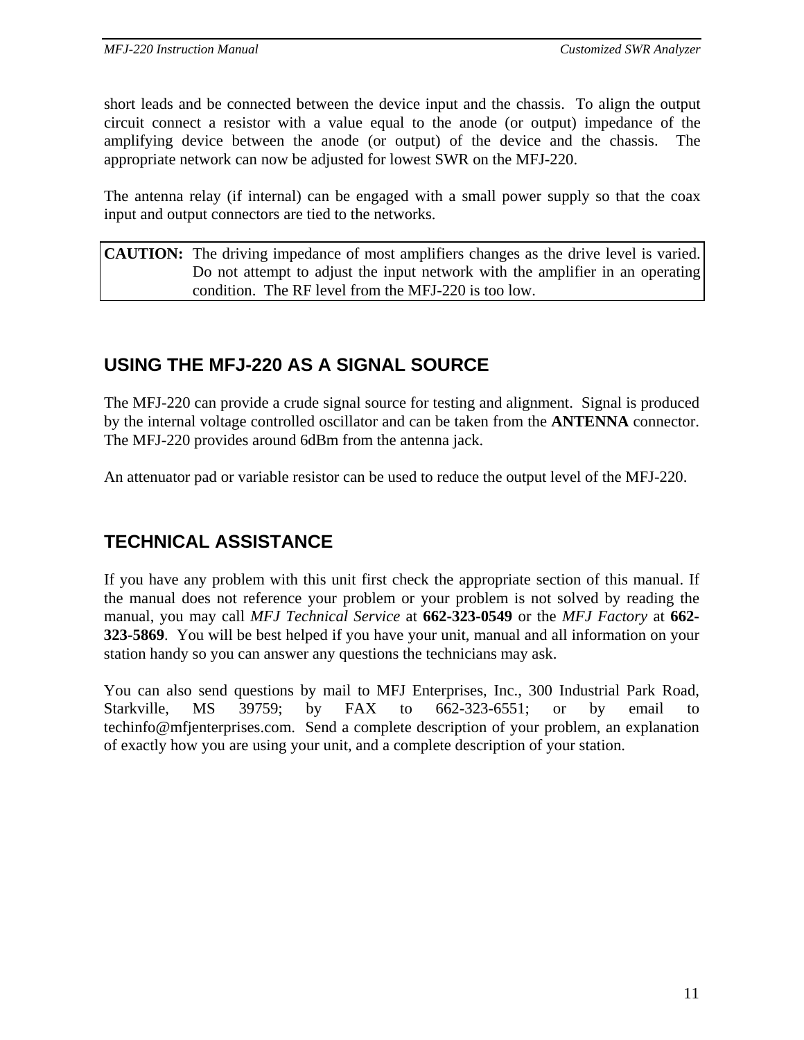short leads and be connected between the device input and the chassis. To align the output circuit connect a resistor with a value equal to the anode (or output) impedance of the amplifying device between the anode (or output) of the device and the chassis. The appropriate network can now be adjusted for lowest SWR on the MFJ-220.

The antenna relay (if internal) can be engaged with a small power supply so that the coax input and output connectors are tied to the networks.

**CAUTION:** The driving impedance of most amplifiers changes as the drive level is varied. Do not attempt to adjust the input network with the amplifier in an operating condition. The RF level from the MFJ-220 is too low.

## USING THE MFJ-220 AS A SIGNAL SOURCE

The MFJ-220 can provide a crude signal source for testing and alignment. Signal is produced by the internal voltage controlled oscillator and can be taken from the **ANTENNA** connector. The MFJ-220 provides around 6dBm from the antenna jack.

An attenuator pad or variable resistor can be used to reduce the output level of the MFJ-220.

## TECHNICAL ASSISTANCE

If you have any problem with this unit first check the appropriate section of this manual. If the manual does not reference your problem or your problem is not solved by reading the manual, you may call *MFJ Technical Service* at **662-323-0549** or the *MFJ Factory* at **662-323-5869**. You will be best helped if you have your unit, manual and all information on your station handy so you can answer any questions the technicians may ask.

You can also send questions by mail to MFJ Enterprises, Inc., 300 Industrial Park Road, Starkville, MS 39759; by FAX to 662-323-6551; or by email to techinfo@mfjenterprises.com. Send a complete description of your problem, an explanation of exactly how you are using your unit, and a complete description of your station.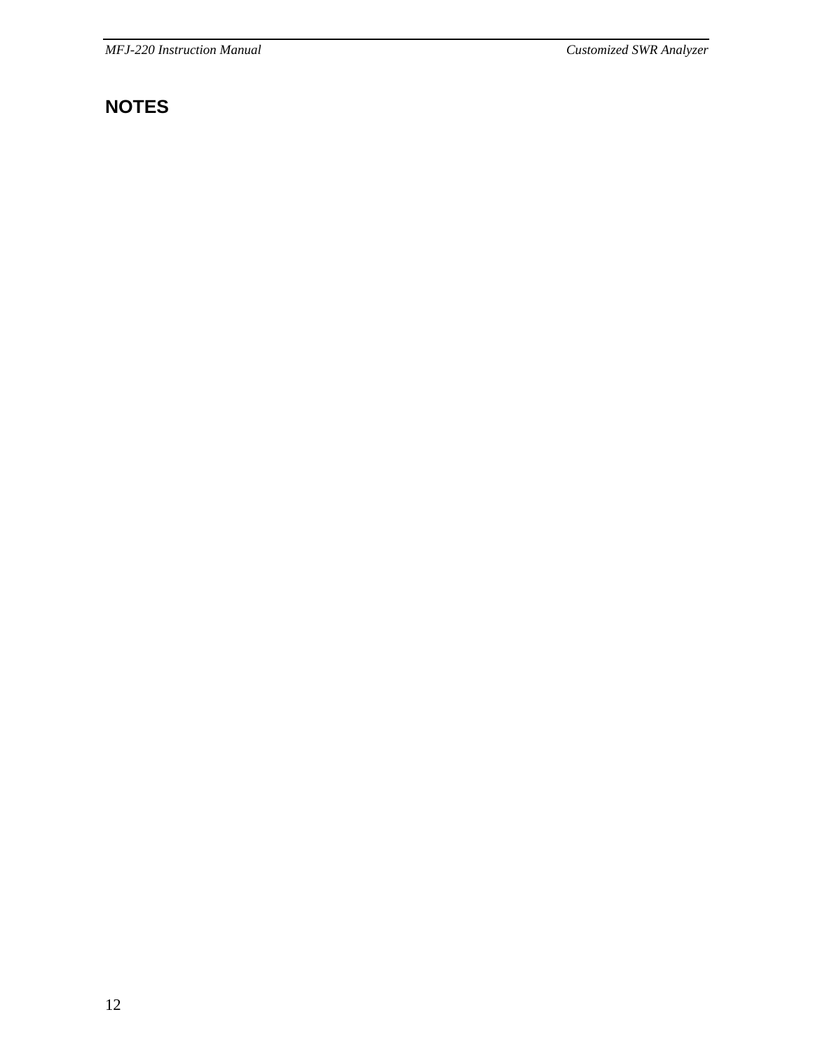## NOTES